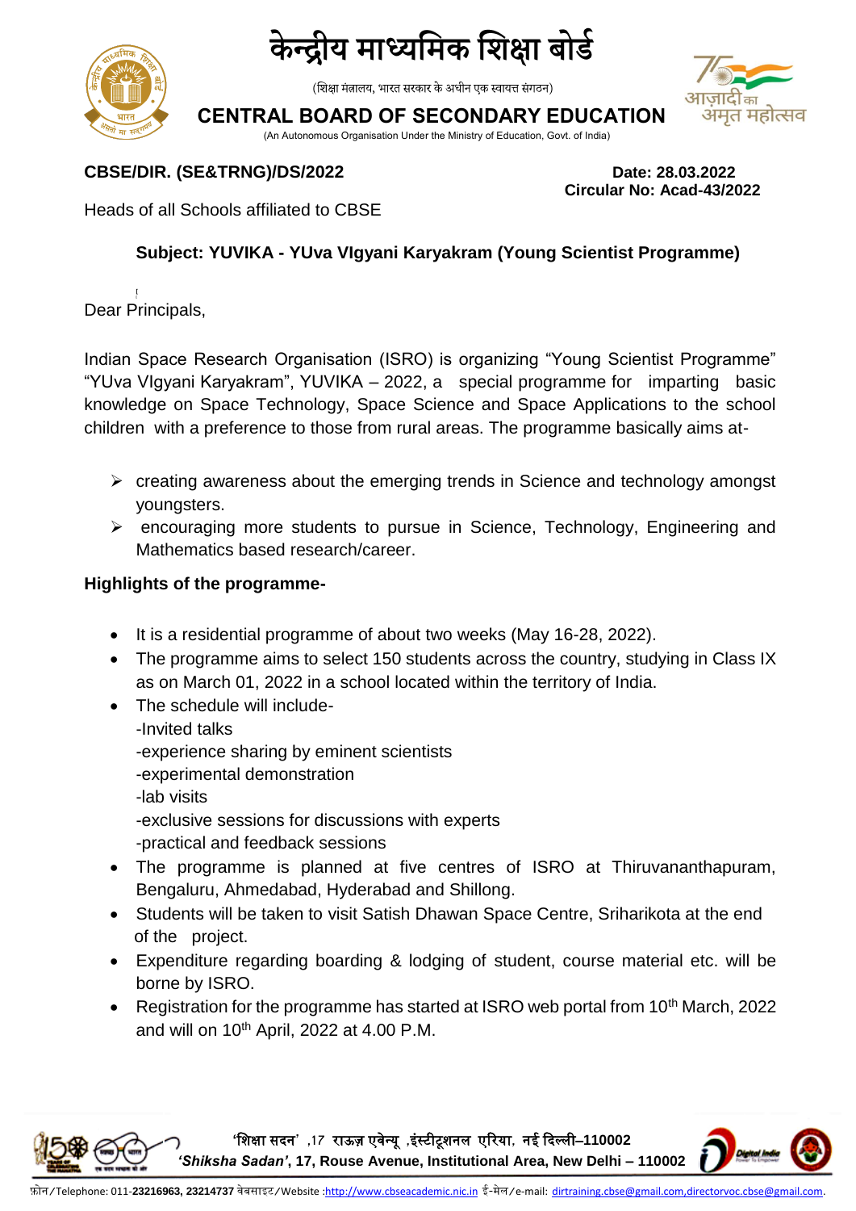# केन्द्रीय माध्यमिक शिक्षा बोर्ड

(शिक्षा मंत्रालय, भारत सरकार के अधीन एक स्वायत्त संगठन)

## CENTRAL BOARD OF SECONDARY EDUCATION

(An Autonomous Organisation Under the Ministry of Education, Govt. of India)

**CBSE/DIR. (SE&TRNG)/DS/2022** **Date: 28.03.2022**

**Circular No: Acad-43/2022**

Heads of all Schools affiliated to CBSE

**Subject: YUVIKA - YUva VIgyani Karyakram (Young Scientist Programme)**

Dear Principals,

Indian Space Research Organisation (ISRO) is organizing "Young Scientist Programme" "YUva VIgyani Karyakram", YUVIKA – 2022, a special programme for imparting basic knowledge on Space Technology, Space Science and Space Applications to the school children with a preference to those from rural areas. The programme basically aims at-

- creating awareness about the emerging trends in Science and technology amongst youngsters.
- encouraging more students to pursue in Science, Technology, Engineering and Mathematics based research/career.

**Highlights of the programme-**

- It is a residential programme of about two weeks (May 16-28, 2022).
- The programme aims to select 150 students across the country, studying in Class IX as on March 01, 2022 in a school located within the territory of India.
- The schedule will include-
  -Invited talks
  -experience sharing by eminent scientists
  -experimental demonstration
  -lab visits
  -exclusive sessions for discussions with experts
  -practical and feedback sessions
- The programme is planned at five centres of ISRO at Thiruvananthapuram, Bengaluru, Ahmedabad, Hyderabad and Shillong.
- Students will be taken to visit Satish Dhawan Space Centre, Sriharikota at the end of the project.
- Expenditure regarding boarding & lodging of student, course material etc. will be borne by ISRO.
- Registration for the programme has started at ISRO web portal from 10th March, 2022 and will on 10th April, 2022 at 4.00 P.M.

'शिक्षा सदन' ,17 राऊज़ एवेन्यू ,इंस्टीटूशनल एरिया, नई दिल्ली–110002
***'Shiksha Sadan'*, 17, Rouse Avenue, Institutional Area, New Delhi – 110002**

फ़ोन/Telephone: 011-**23216963, 23214737** वेबसाइट/Website :http://www.cbseacademic.nic.in ई-मेल/e-mail: dirtraining.cbse@gmail.com,directorvoc.cbse@gmail.com.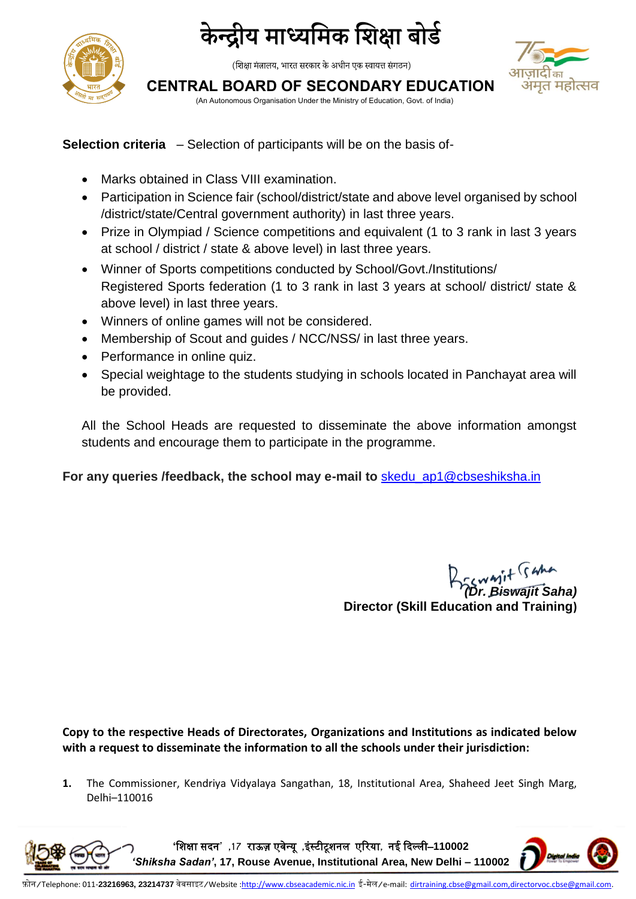**Selection criteria** – Selection of participants will be on the basis of-

- Marks obtained in Class VIII examination.
- Participation in Science fair (school/district/state and above level organised by school /district/state/Central government authority) in last three years.
- Prize in Olympiad / Science competitions and equivalent (1 to 3 rank in last 3 years at school / district / state & above level) in last three years.
- Winner of Sports competitions conducted by School/Govt./Institutions/ Registered Sports federation (1 to 3 rank in last 3 years at school/ district/ state & above level) in last three years.
- Winners of online games will not be considered.
- Membership of Scout and guides / NCC/NSS/ in last three years.
- Performance in online quiz.
- Special weightage to the students studying in schools located in Panchayat area will be provided.

All the School Heads are requested to disseminate the above information amongst students and encourage them to participate in the programme.

**For any queries /feedback, the school may e-mail to** skedu_ap1@cbseshiksha.in

***(Dr. Biswajit Saha)***
**Director (Skill Education and Training)**

**Copy to the respective Heads of Directorates, Organizations and Institutions as indicated below with a request to disseminate the information to all the schools under their jurisdiction:**

1. The Commissioner, Kendriya Vidyalaya Sangathan, 18, Institutional Area, Shaheed Jeet Singh Marg, Delhi–110016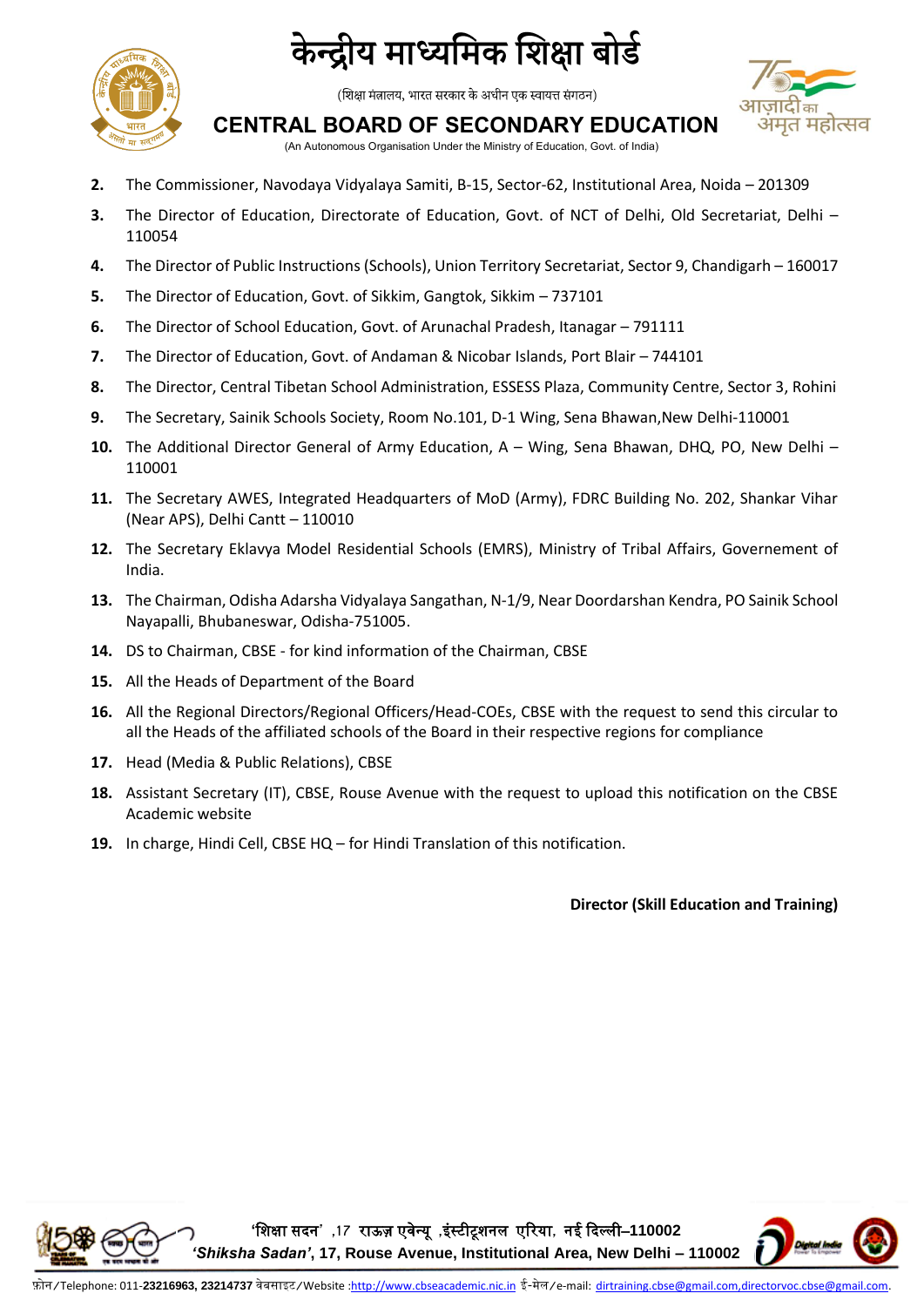2. The Commissioner, Navodaya Vidyalaya Samiti, B-15, Sector-62, Institutional Area, Noida – 201309
3. The Director of Education, Directorate of Education, Govt. of NCT of Delhi, Old Secretariat, Delhi – 110054
4. The Director of Public Instructions (Schools), Union Territory Secretariat, Sector 9, Chandigarh – 160017
5. The Director of Education, Govt. of Sikkim, Gangtok, Sikkim – 737101
6. The Director of School Education, Govt. of Arunachal Pradesh, Itanagar – 791111
7. The Director of Education, Govt. of Andaman & Nicobar Islands, Port Blair – 744101
8. The Director, Central Tibetan School Administration, ESSESS Plaza, Community Centre, Sector 3, Rohini
9. The Secretary, Sainik Schools Society, Room No.101, D-1 Wing, Sena Bhawan,New Delhi-110001
10. The Additional Director General of Army Education, A – Wing, Sena Bhawan, DHQ, PO, New Delhi – 110001
11. The Secretary AWES, Integrated Headquarters of MoD (Army), FDRC Building No. 202, Shankar Vihar (Near APS), Delhi Cantt – 110010
12. The Secretary Eklavya Model Residential Schools (EMRS), Ministry of Tribal Affairs, Governement of India.
13. The Chairman, Odisha Adarsha Vidyalaya Sangathan, N-1/9, Near Doordarshan Kendra, PO Sainik School Nayapalli, Bhubaneswar, Odisha-751005.
14. DS to Chairman, CBSE - for kind information of the Chairman, CBSE
15. All the Heads of Department of the Board
16. All the Regional Directors/Regional Officers/Head-COEs, CBSE with the request to send this circular to all the Heads of the affiliated schools of the Board in their respective regions for compliance
17. Head (Media & Public Relations), CBSE
18. Assistant Secretary (IT), CBSE, Rouse Avenue with the request to upload this notification on the CBSE Academic website
19. In charge, Hindi Cell, CBSE HQ – for Hindi Translation of this notification.

**Director (Skill Education and Training)**